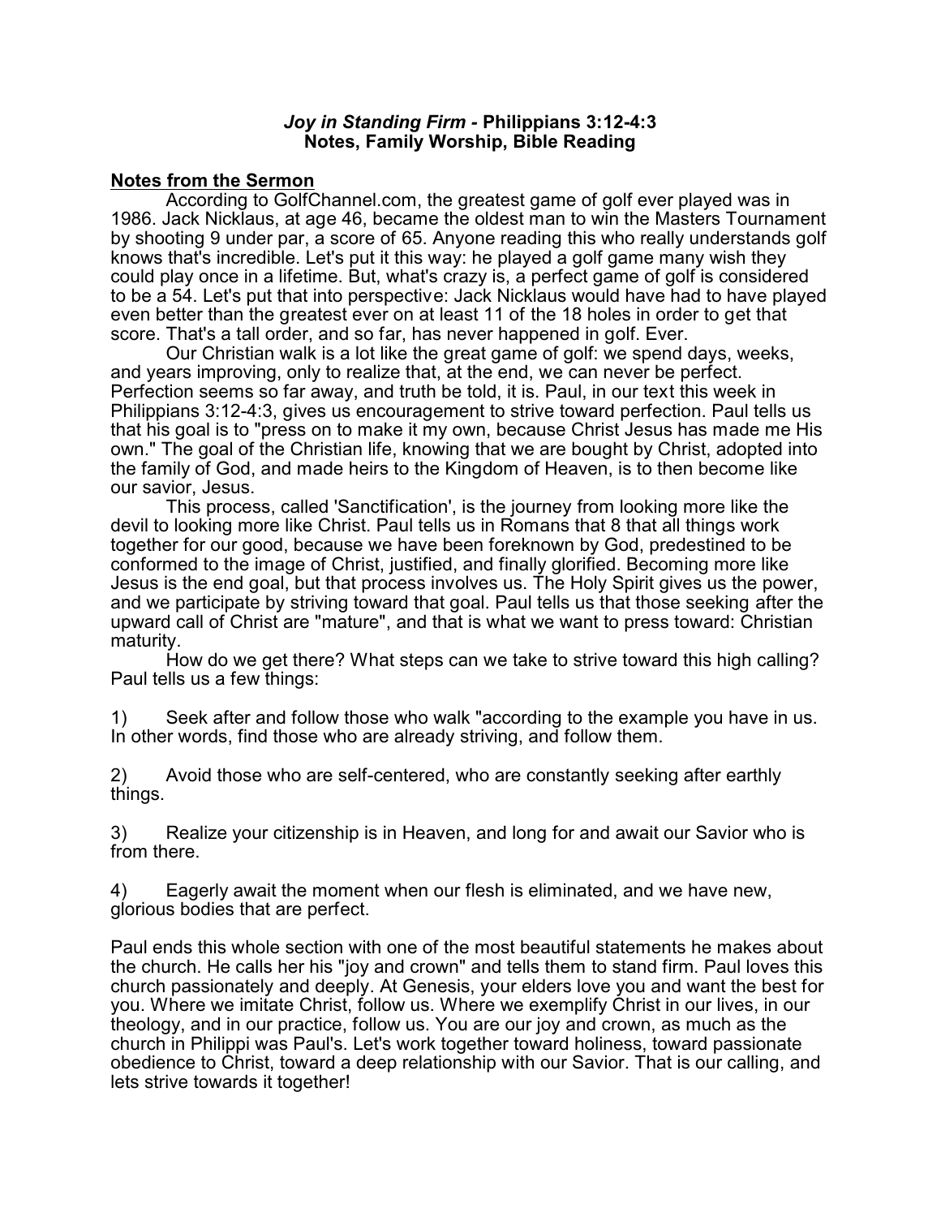# *Joy in Standing Firm* - Philippians 3:12-4:3
## Notes, Family Worship, Bible Reading

**Notes from the Sermon**

According to GolfChannel.com, the greatest game of golf ever played was in 1986. Jack Nicklaus, at age 46, became the oldest man to win the Masters Tournament by shooting 9 under par, a score of 65. Anyone reading this who really understands golf knows that's incredible. Let's put it this way: he played a golf game many wish they could play once in a lifetime. But, what's crazy is, a perfect game of golf is considered to be a 54. Let's put that into perspective: Jack Nicklaus would have had to have played even better than the greatest ever on at least 11 of the 18 holes in order to get that score. That's a tall order, and so far, has never happened in golf. Ever.

Our Christian walk is a lot like the great game of golf: we spend days, weeks, and years improving, only to realize that, at the end, we can never be perfect. Perfection seems so far away, and truth be told, it is. Paul, in our text this week in Philippians 3:12-4:3, gives us encouragement to strive toward perfection. Paul tells us that his goal is to "press on to make it my own, because Christ Jesus has made me His own." The goal of the Christian life, knowing that we are bought by Christ, adopted into the family of God, and made heirs to the Kingdom of Heaven, is to then become like our savior, Jesus.

This process, called 'Sanctification', is the journey from looking more like the devil to looking more like Christ. Paul tells us in Romans that 8 that all things work together for our good, because we have been foreknown by God, predestined to be conformed to the image of Christ, justified, and finally glorified. Becoming more like Jesus is the end goal, but that process involves us. The Holy Spirit gives us the power, and we participate by striving toward that goal. Paul tells us that those seeking after the upward call of Christ are "mature", and that is what we want to press toward: Christian maturity.

How do we get there? What steps can we take to strive toward this high calling? Paul tells us a few things:

1) Seek after and follow those who walk "according to the example you have in us. In other words, find those who are already striving, and follow them.

2) Avoid those who are self-centered, who are constantly seeking after earthly things.

3) Realize your citizenship is in Heaven, and long for and await our Savior who is from there.

4) Eagerly await the moment when our flesh is eliminated, and we have new, glorious bodies that are perfect.

Paul ends this whole section with one of the most beautiful statements he makes about the church. He calls her his "joy and crown" and tells them to stand firm. Paul loves this church passionately and deeply. At Genesis, your elders love you and want the best for you. Where we imitate Christ, follow us. Where we exemplify Christ in our lives, in our theology, and in our practice, follow us. You are our joy and crown, as much as the church in Philippi was Paul's. Let's work together toward holiness, toward passionate obedience to Christ, toward a deep relationship with our Savior. That is our calling, and lets strive towards it together!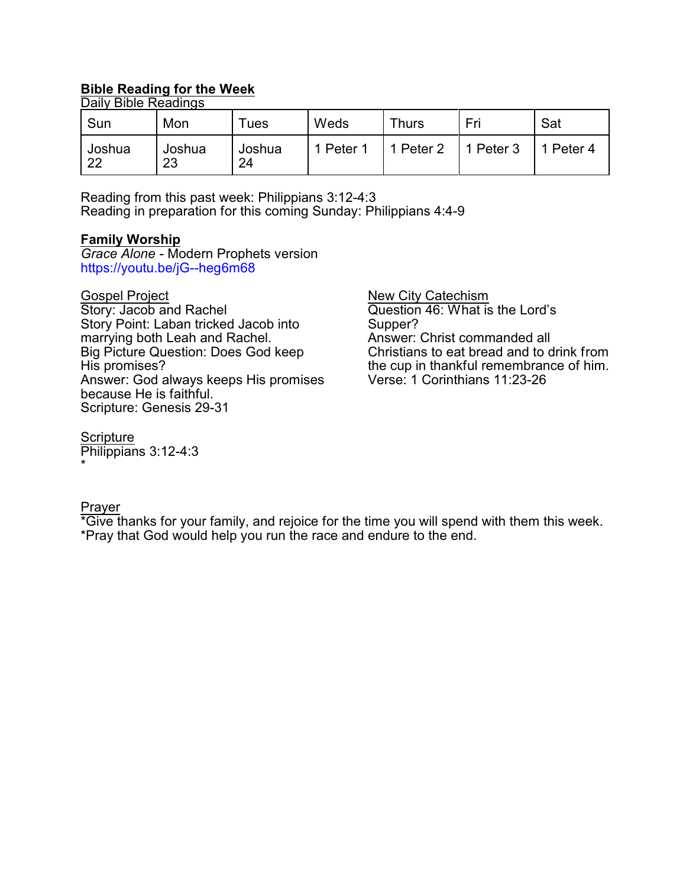**Bible Reading for the Week**

Daily Bible Readings

| Sun | Mon | Tues | Weds | Thurs | Fri | Sat |
|---|---|---|---|---|---|---|
| Joshua 22 | Joshua 23 | Joshua 24 | 1 Peter 1 | 1 Peter 2 | 1 Peter 3 | 1 Peter 4 |

Reading from this past week: Philippians 3:12-4:3
Reading in preparation for this coming Sunday: Philippians 4:4-9

**Family Worship**

*Grace Alone* - Modern Prophets version
https://youtu.be/jG--heg6m68

Gospel Project
Story: Jacob and Rachel
Story Point: Laban tricked Jacob into marrying both Leah and Rachel.
Big Picture Question: Does God keep His promises?
Answer: God always keeps His promises because He is faithful.
Scripture: Genesis 29-31

New City Catechism
Question 46: What is the Lord's Supper?
Answer: Christ commanded all Christians to eat bread and to drink from the cup in thankful remembrance of him.
Verse: 1 Corinthians 11:23-26

Scripture
Philippians 3:12-4:3
*

Prayer
*Give thanks for your family, and rejoice for the time you will spend with them this week.
*Pray that God would help you run the race and endure to the end.